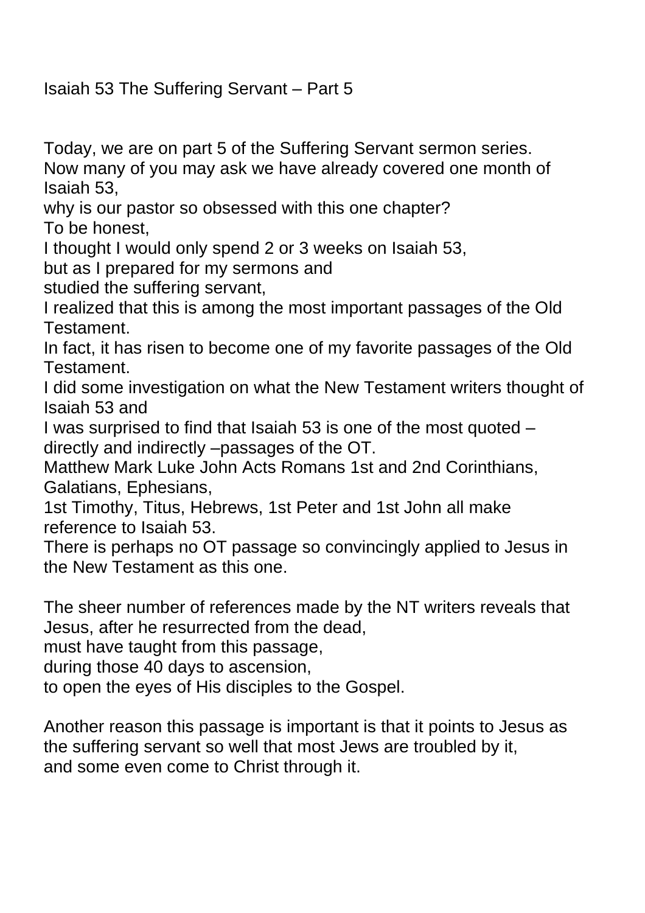# Isaiah 53 The Suffering Servant – Part 5

Today, we are on part 5 of the Suffering Servant sermon series.
Now many of you may ask we have already covered one month of Isaiah 53,
why is our pastor so obsessed with this one chapter?
To be honest,
I thought I would only spend 2 or 3 weeks on Isaiah 53,
but as I prepared for my sermons and
studied the suffering servant,
I realized that this is among the most important passages of the Old Testament.
In fact, it has risen to become one of my favorite passages of the Old Testament.
I did some investigation on what the New Testament writers thought of Isaiah 53 and
I was surprised to find that Isaiah 53 is one of the most quoted – directly and indirectly –passages of the OT.
Matthew Mark Luke John Acts Romans 1st and 2nd Corinthians, Galatians, Ephesians,
1st Timothy, Titus, Hebrews, 1st Peter and 1st John all make reference to Isaiah 53.
There is perhaps no OT passage so convincingly applied to Jesus in the New Testament as this one.

The sheer number of references made by the NT writers reveals that Jesus, after he resurrected from the dead,
must have taught from this passage,
during those 40 days to ascension,
to open the eyes of His disciples to the Gospel.

Another reason this passage is important is that it points to Jesus as the suffering servant so well that most Jews are troubled by it,
and some even come to Christ through it.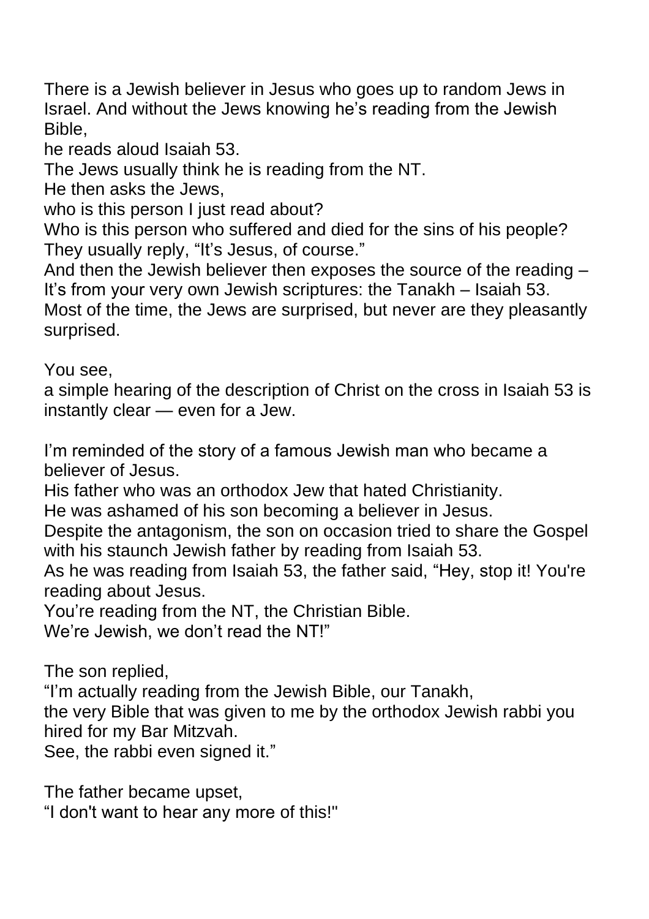There is a Jewish believer in Jesus who goes up to random Jews in Israel. And without the Jews knowing he's reading from the Jewish Bible,

he reads aloud Isaiah 53.

The Jews usually think he is reading from the NT.

He then asks the Jews,

who is this person I just read about?

Who is this person who suffered and died for the sins of his people?

They usually reply, "It's Jesus, of course."

And then the Jewish believer then exposes the source of the reading – It's from your very own Jewish scriptures: the Tanakh – Isaiah 53.

Most of the time, the Jews are surprised, but never are they pleasantly surprised.

You see,

a simple hearing of the description of Christ on the cross in Isaiah 53 is instantly clear — even for a Jew.

I'm reminded of the story of a famous Jewish man who became a believer of Jesus.

His father who was an orthodox Jew that hated Christianity.

He was ashamed of his son becoming a believer in Jesus.

Despite the antagonism, the son on occasion tried to share the Gospel with his staunch Jewish father by reading from Isaiah 53.

As he was reading from Isaiah 53, the father said, "Hey, stop it! You're reading about Jesus.

You're reading from the NT, the Christian Bible.

We're Jewish, we don't read the NT!"

The son replied,

"I'm actually reading from the Jewish Bible, our Tanakh,

the very Bible that was given to me by the orthodox Jewish rabbi you hired for my Bar Mitzvah.

See, the rabbi even signed it."

The father became upset,

"I don't want to hear any more of this!"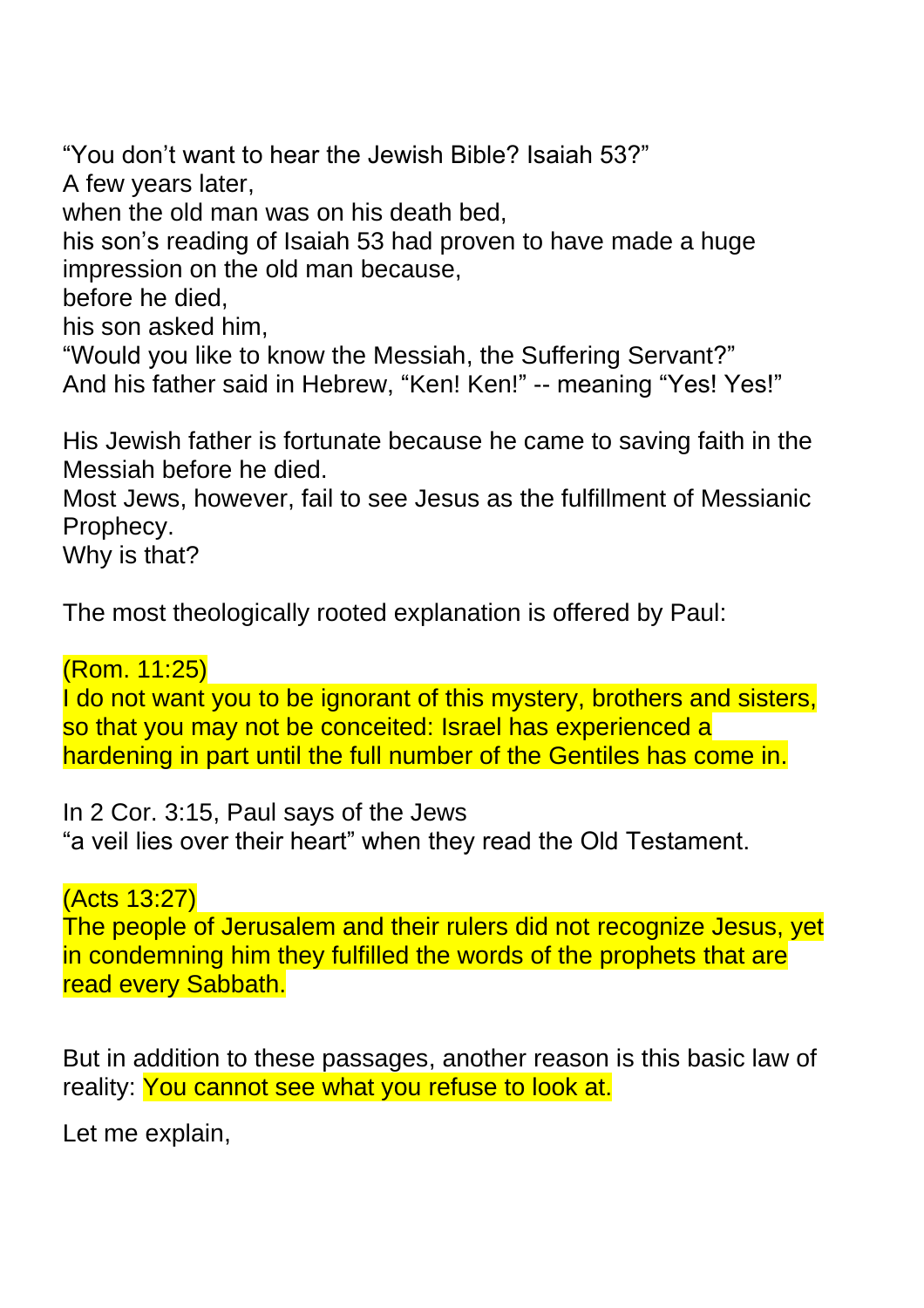"You don't want to hear the Jewish Bible? Isaiah 53?"
A few years later,
when the old man was on his death bed,
his son's reading of Isaiah 53 had proven to have made a huge impression on the old man because,
before he died,
his son asked him,
"Would you like to know the Messiah, the Suffering Servant?"
And his father said in Hebrew, "Ken! Ken!" -- meaning "Yes! Yes!"

His Jewish father is fortunate because he came to saving faith in the Messiah before he died.
Most Jews, however, fail to see Jesus as the fulfillment of Messianic Prophecy.
Why is that?

The most theologically rooted explanation is offered by Paul:

(Rom. 11:25)
I do not want you to be ignorant of this mystery, brothers and sisters, so that you may not be conceited: Israel has experienced a hardening in part until the full number of the Gentiles has come in.

In 2 Cor. 3:15, Paul says of the Jews
"a veil lies over their heart" when they read the Old Testament.

(Acts 13:27)
The people of Jerusalem and their rulers did not recognize Jesus, yet in condemning him they fulfilled the words of the prophets that are read every Sabbath.

But in addition to these passages, another reason is this basic law of reality: You cannot see what you refuse to look at.

Let me explain,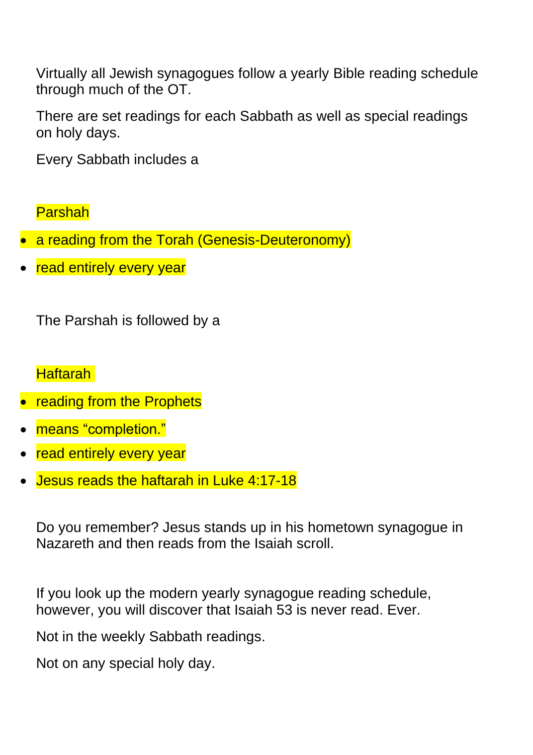Virtually all Jewish synagogues follow a yearly Bible reading schedule through much of the OT.

There are set readings for each Sabbath as well as special readings on holy days.

Every Sabbath includes a

Parshah

- a reading from the Torah (Genesis-Deuteronomy)
- read entirely every year

The Parshah is followed by a

Haftarah

- reading from the Prophets
- means “completion.”
- read entirely every year
- Jesus reads the haftarah in Luke 4:17-18

Do you remember? Jesus stands up in his hometown synagogue in Nazareth and then reads from the Isaiah scroll.

If you look up the modern yearly synagogue reading schedule, however, you will discover that Isaiah 53 is never read. Ever.

Not in the weekly Sabbath readings.

Not on any special holy day.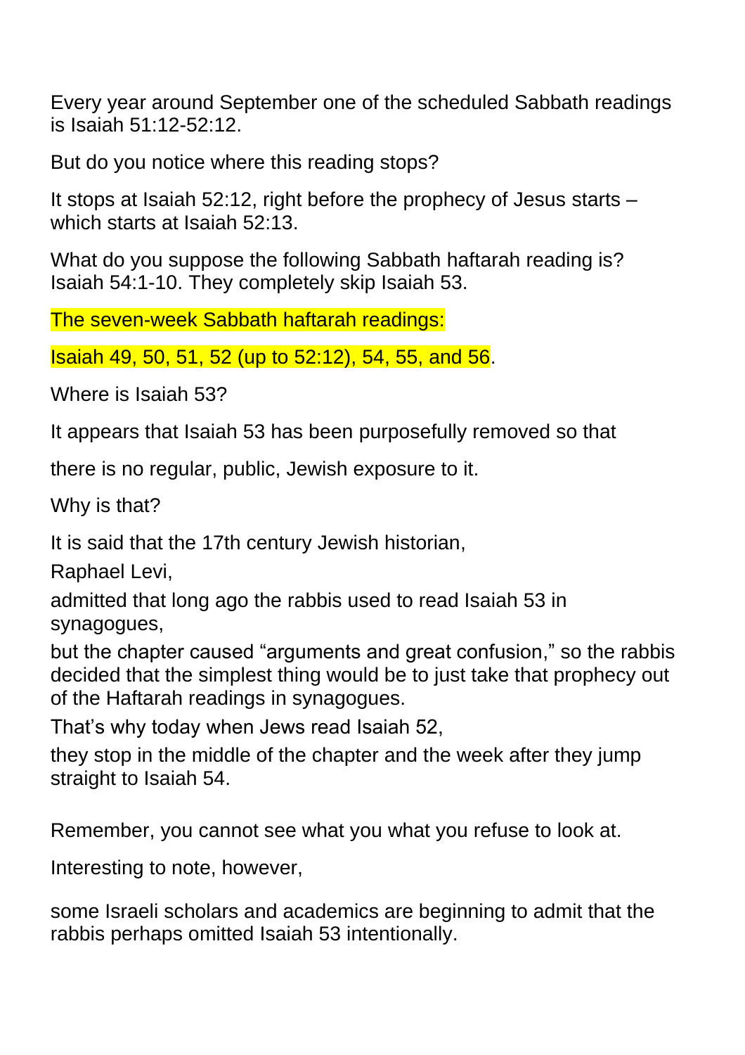Every year around September one of the scheduled Sabbath readings is Isaiah 51:12-52:12.

But do you notice where this reading stops?

It stops at Isaiah 52:12, right before the prophecy of Jesus starts – which starts at Isaiah 52:13.

What do you suppose the following Sabbath haftarah reading is? Isaiah 54:1-10. They completely skip Isaiah 53.

The seven-week Sabbath haftarah readings:

Isaiah 49, 50, 51, 52 (up to 52:12), 54, 55, and 56.

Where is Isaiah 53?

It appears that Isaiah 53 has been purposefully removed so that

there is no regular, public, Jewish exposure to it.

Why is that?

It is said that the 17th century Jewish historian,

Raphael Levi,

admitted that long ago the rabbis used to read Isaiah 53 in synagogues,

but the chapter caused "arguments and great confusion," so the rabbis decided that the simplest thing would be to just take that prophecy out of the Haftarah readings in synagogues.

That's why today when Jews read Isaiah 52,

they stop in the middle of the chapter and the week after they jump straight to Isaiah 54.

Remember, you cannot see what you what you refuse to look at.

Interesting to note, however,

some Israeli scholars and academics are beginning to admit that the rabbis perhaps omitted Isaiah 53 intentionally.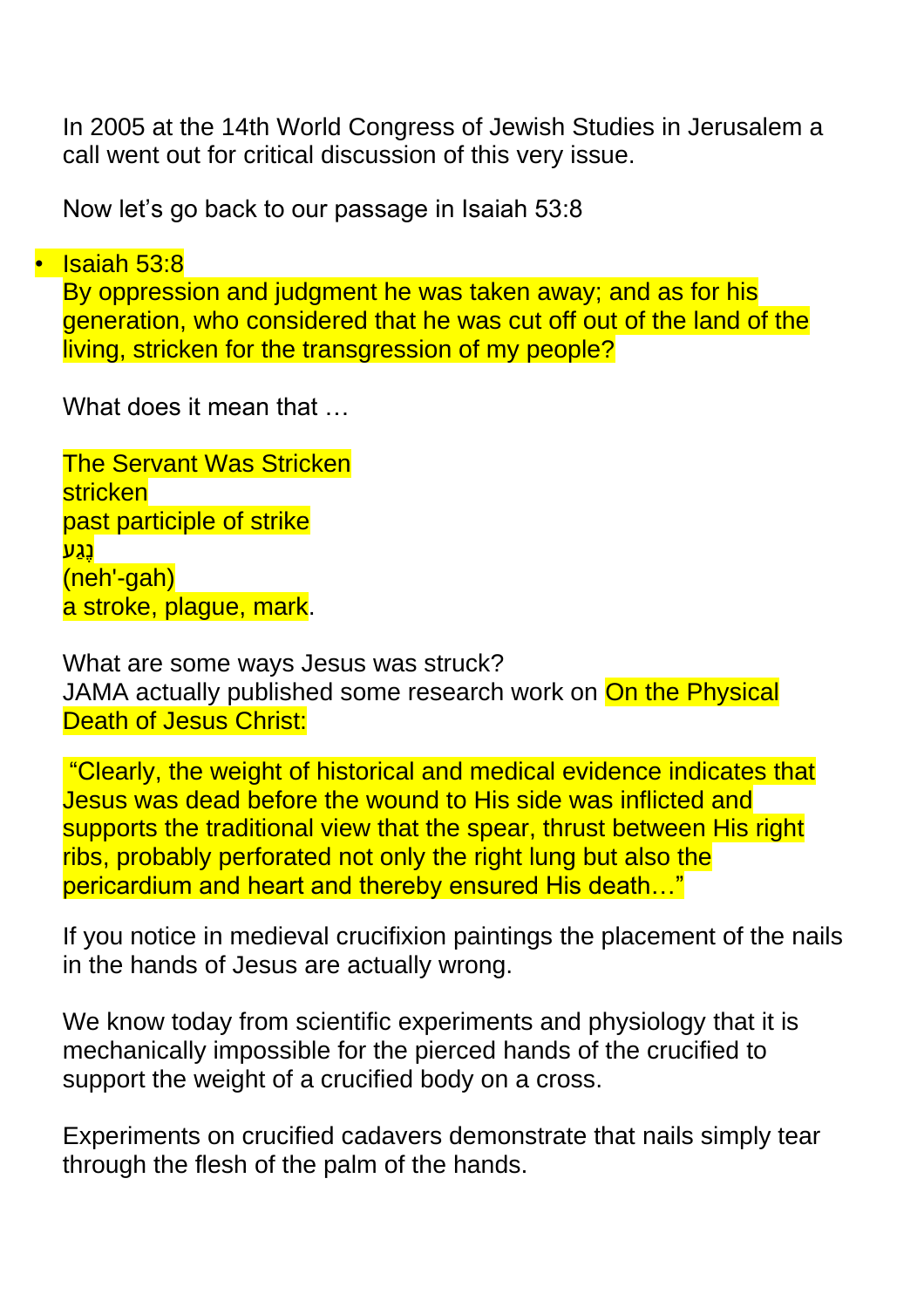In 2005 at the 14th World Congress of Jewish Studies in Jerusalem a call went out for critical discussion of this very issue.

Now let's go back to our passage in Isaiah 53:8

- Isaiah 53:8
  By oppression and judgment he was taken away; and as for his generation, who considered that he was cut off out of the land of the living, stricken for the transgression of my people?

What does it mean that …

The Servant Was Stricken
stricken
past participle of strike
נֶגַע
(neh'-gah)
a stroke, plague, mark.

What are some ways Jesus was struck?
JAMA actually published some research work on On the Physical Death of Jesus Christ:

"Clearly, the weight of historical and medical evidence indicates that Jesus was dead before the wound to His side was inflicted and supports the traditional view that the spear, thrust between His right ribs, probably perforated not only the right lung but also the pericardium and heart and thereby ensured His death…"

If you notice in medieval crucifixion paintings the placement of the nails in the hands of Jesus are actually wrong.

We know today from scientific experiments and physiology that it is mechanically impossible for the pierced hands of the crucified to support the weight of a crucified body on a cross.

Experiments on crucified cadavers demonstrate that nails simply tear through the flesh of the palm of the hands.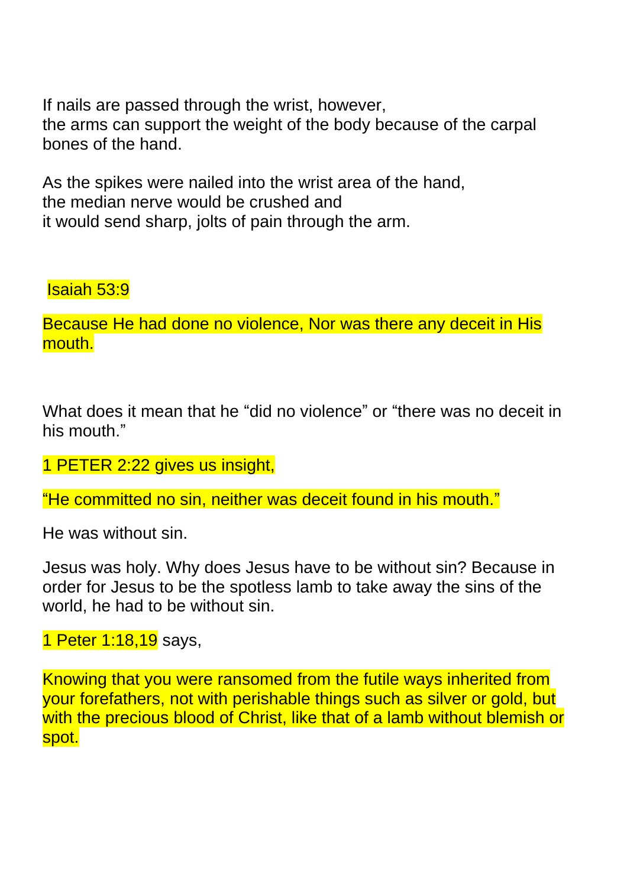If nails are passed through the wrist, however,  
the arms can support the weight of the body because of the carpal bones of the hand.

As the spikes were nailed into the wrist area of the hand,  
the median nerve would be crushed and  
it would send sharp, jolts of pain through the arm.

Isaiah 53:9

Because He had done no violence, Nor was there any deceit in His mouth.

What does it mean that he "did no violence" or "there was no deceit in his mouth."

1 PETER 2:22 gives us insight,

"He committed no sin, neither was deceit found in his mouth."

He was without sin.

Jesus was holy. Why does Jesus have to be without sin? Because in order for Jesus to be the spotless lamb to take away the sins of the world, he had to be without sin.

1 Peter 1:18,19 says,

Knowing that you were ransomed from the futile ways inherited from your forefathers, not with perishable things such as silver or gold, but with the precious blood of Christ, like that of a lamb without blemish or spot.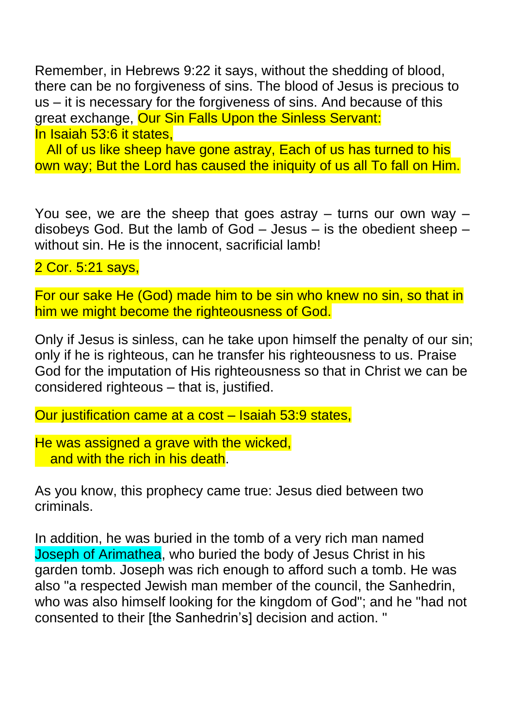Remember, in Hebrews 9:22 it says, without the shedding of blood, there can be no forgiveness of sins. The blood of Jesus is precious to us – it is necessary for the forgiveness of sins. And because of this great exchange, Our Sin Falls Upon the Sinless Servant:
In Isaiah 53:6 it states,

All of us like sheep have gone astray, Each of us has turned to his own way; But the Lord has caused the iniquity of us all To fall on Him.

You see, we are the sheep that goes astray – turns our own way – disobeys God. But the lamb of God – Jesus – is the obedient sheep – without sin. He is the innocent, sacrificial lamb!

2 Cor. 5:21 says,

For our sake He (God) made him to be sin who knew no sin, so that in him we might become the righteousness of God.

Only if Jesus is sinless, can he take upon himself the penalty of our sin; only if he is righteous, can he transfer his righteousness to us. Praise God for the imputation of His righteousness so that in Christ we can be considered righteous – that is, justified.

Our justification came at a cost – Isaiah 53:9 states,

He was assigned a grave with the wicked,
and with the rich in his death.

As you know, this prophecy came true: Jesus died between two criminals.

In addition, he was buried in the tomb of a very rich man named Joseph of Arimathea, who buried the body of Jesus Christ in his garden tomb. Joseph was rich enough to afford such a tomb. He was also "a respected Jewish man member of the council, the Sanhedrin, who was also himself looking for the kingdom of God"; and he "had not consented to their [the Sanhedrin's] decision and action. "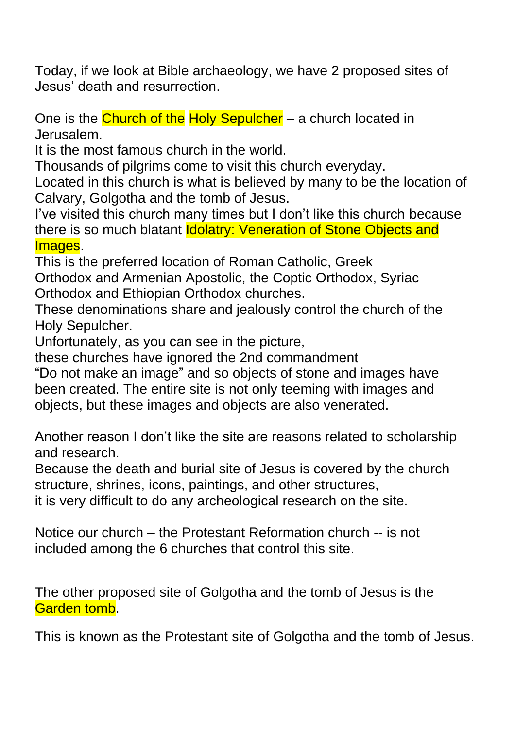Today, if we look at Bible archaeology, we have 2 proposed sites of Jesus' death and resurrection.

One is the Church of the Holy Sepulcher – a church located in Jerusalem.
It is the most famous church in the world.
Thousands of pilgrims come to visit this church everyday.
Located in this church is what is believed by many to be the location of Calvary, Golgotha and the tomb of Jesus.
I've visited this church many times but I don't like this church because there is so much blatant Idolatry: Veneration of Stone Objects and Images.
This is the preferred location of Roman Catholic, Greek Orthodox and Armenian Apostolic, the Coptic Orthodox, Syriac Orthodox and Ethiopian Orthodox churches.
These denominations share and jealously control the church of the Holy Sepulcher.
Unfortunately, as you can see in the picture,
these churches have ignored the 2nd commandment
"Do not make an image" and so objects of stone and images have been created. The entire site is not only teeming with images and objects, but these images and objects are also venerated.

Another reason I don't like the site are reasons related to scholarship and research.
Because the death and burial site of Jesus is covered by the church structure, shrines, icons, paintings, and other structures,
it is very difficult to do any archeological research on the site.

Notice our church – the Protestant Reformation church -- is not included among the 6 churches that control this site.

The other proposed site of Golgotha and the tomb of Jesus is the Garden tomb.

This is known as the Protestant site of Golgotha and the tomb of Jesus.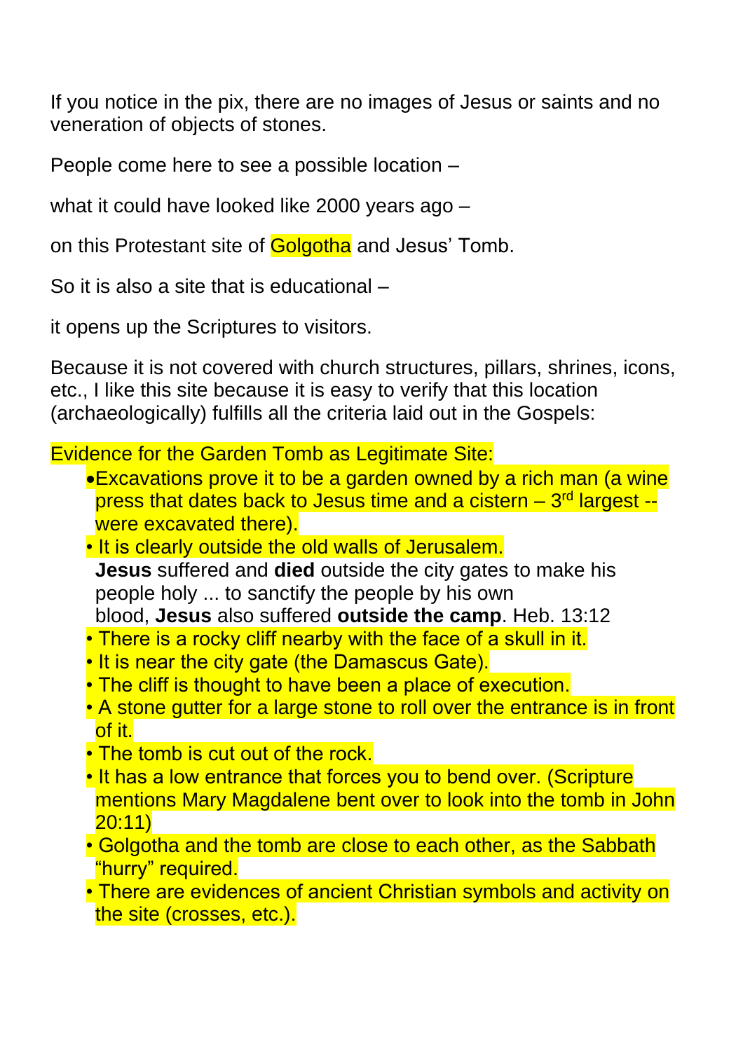If you notice in the pix, there are no images of Jesus or saints and no veneration of objects of stones.

People come here to see a possible location –

what it could have looked like 2000 years ago –

on this Protestant site of Golgotha and Jesus' Tomb.

So it is also a site that is educational –

it opens up the Scriptures to visitors.

Because it is not covered with church structures, pillars, shrines, icons, etc., I like this site because it is easy to verify that this location (archaeologically) fulfills all the criteria laid out in the Gospels:

Evidence for the Garden Tomb as Legitimate Site:

- Excavations prove it to be a garden owned by a rich man (a wine press that dates back to Jesus time and a cistern – 3rd largest -- were excavated there).
- It is clearly outside the old walls of Jerusalem.
  **Jesus** suffered and **died** outside the city gates to make his people holy ... to sanctify the people by his own blood, **Jesus** also suffered **outside the camp**. Heb. 13:12
- There is a rocky cliff nearby with the face of a skull in it.
- It is near the city gate (the Damascus Gate).
- The cliff is thought to have been a place of execution.
- A stone gutter for a large stone to roll over the entrance is in front of it.
- The tomb is cut out of the rock.
- It has a low entrance that forces you to bend over. (Scripture mentions Mary Magdalene bent over to look into the tomb in John 20:11)
- Golgotha and the tomb are close to each other, as the Sabbath "hurry" required.
- There are evidences of ancient Christian symbols and activity on the site (crosses, etc.).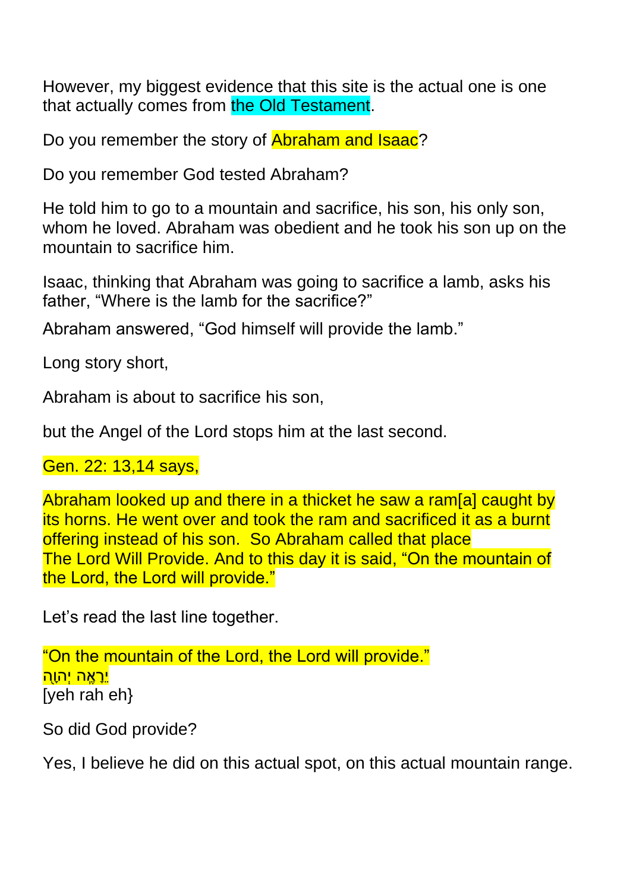However, my biggest evidence that this site is the actual one is one that actually comes from the Old Testament.

Do you remember the story of Abraham and Isaac?

Do you remember God tested Abraham?

He told him to go to a mountain and sacrifice, his son, his only son, whom he loved. Abraham was obedient and he took his son up on the mountain to sacrifice him.

Isaac, thinking that Abraham was going to sacrifice a lamb, asks his father, “Where is the lamb for the sacrifice?”

Abraham answered, “God himself will provide the lamb.”

Long story short,

Abraham is about to sacrifice his son,

but the Angel of the Lord stops him at the last second.

Gen. 22: 13,14 says,

Abraham looked up and there in a thicket he saw a ram[a] caught by its horns. He went over and took the ram and sacrificed it as a burnt offering instead of his son.  So Abraham called that place
The Lord Will Provide. And to this day it is said, “On the mountain of the Lord, the Lord will provide.”

Let’s read the last line together.

“On the mountain of the Lord, the Lord will provide.”
יְהוָ֣ה יִרְאֶ֑ה
[yeh rah eh}

So did God provide?

Yes, I believe he did on this actual spot, on this actual mountain range.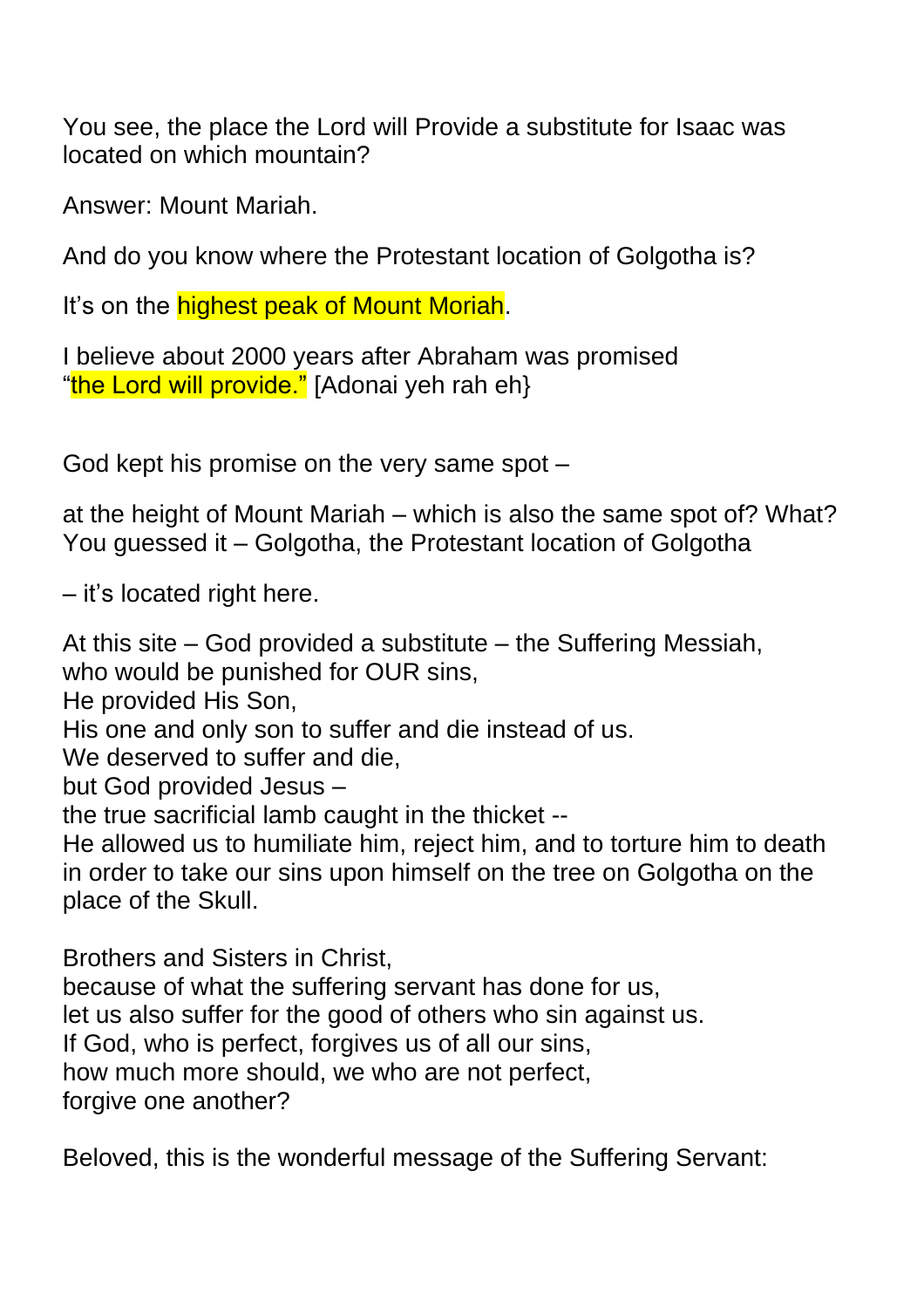You see, the place the Lord will Provide a substitute for Isaac was located on which mountain?

Answer: Mount Mariah.

And do you know where the Protestant location of Golgotha is?

It's on the highest peak of Mount Moriah.

I believe about 2000 years after Abraham was promised "the Lord will provide." [Adonai yeh rah eh}

God kept his promise on the very same spot –

at the height of Mount Mariah – which is also the same spot of? What? You guessed it – Golgotha, the Protestant location of Golgotha

– it's located right here.

At this site – God provided a substitute – the Suffering Messiah,
who would be punished for OUR sins,
He provided His Son,
His one and only son to suffer and die instead of us.
We deserved to suffer and die,
but God provided Jesus –
the true sacrificial lamb caught in the thicket --
He allowed us to humiliate him, reject him, and to torture him to death in order to take our sins upon himself on the tree on Golgotha on the place of the Skull.

Brothers and Sisters in Christ,
because of what the suffering servant has done for us,
let us also suffer for the good of others who sin against us.
If God, who is perfect, forgives us of all our sins,
how much more should, we who are not perfect,
forgive one another?

Beloved, this is the wonderful message of the Suffering Servant: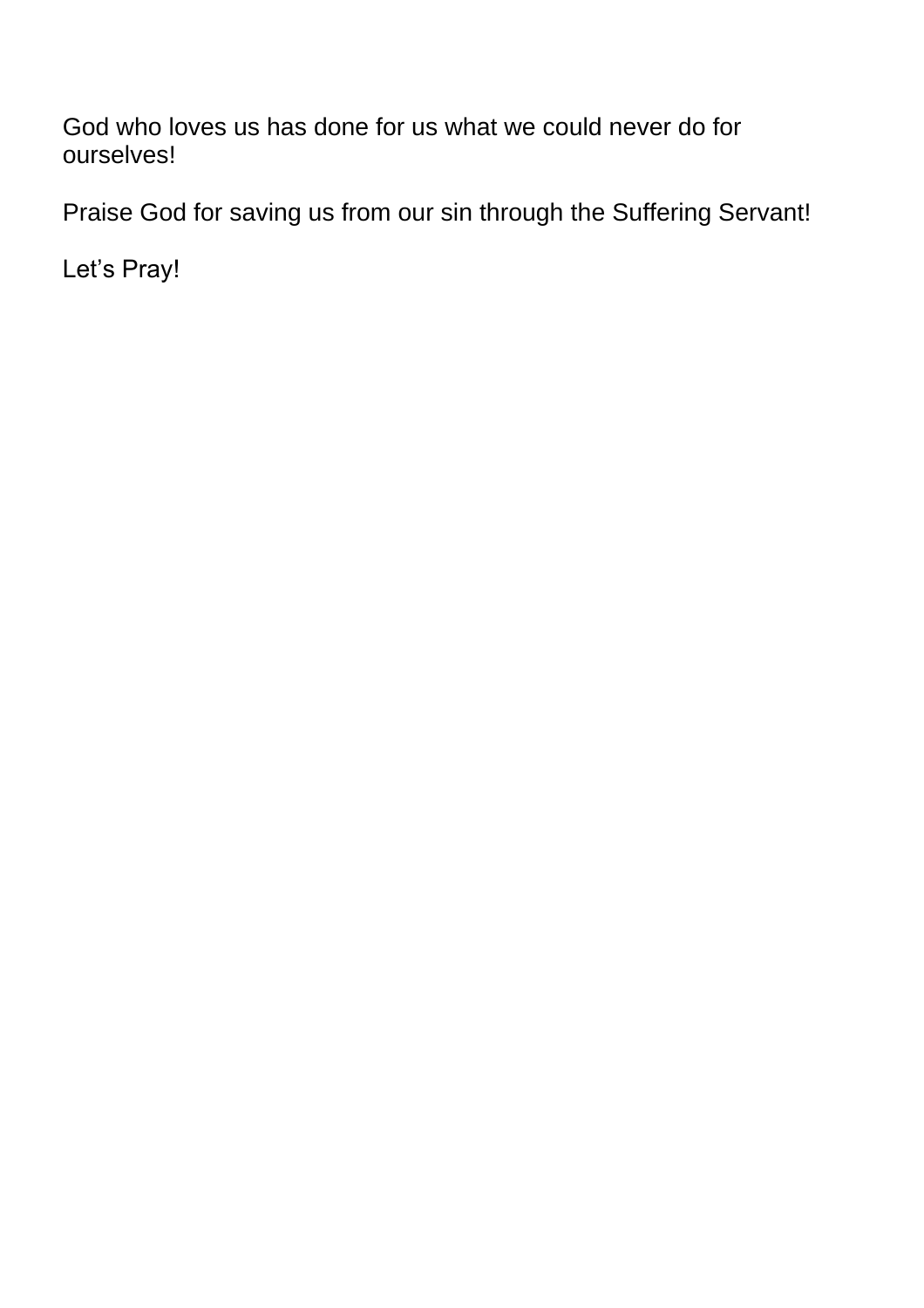God who loves us has done for us what we could never do for ourselves!

Praise God for saving us from our sin through the Suffering Servant!

Let’s Pray!